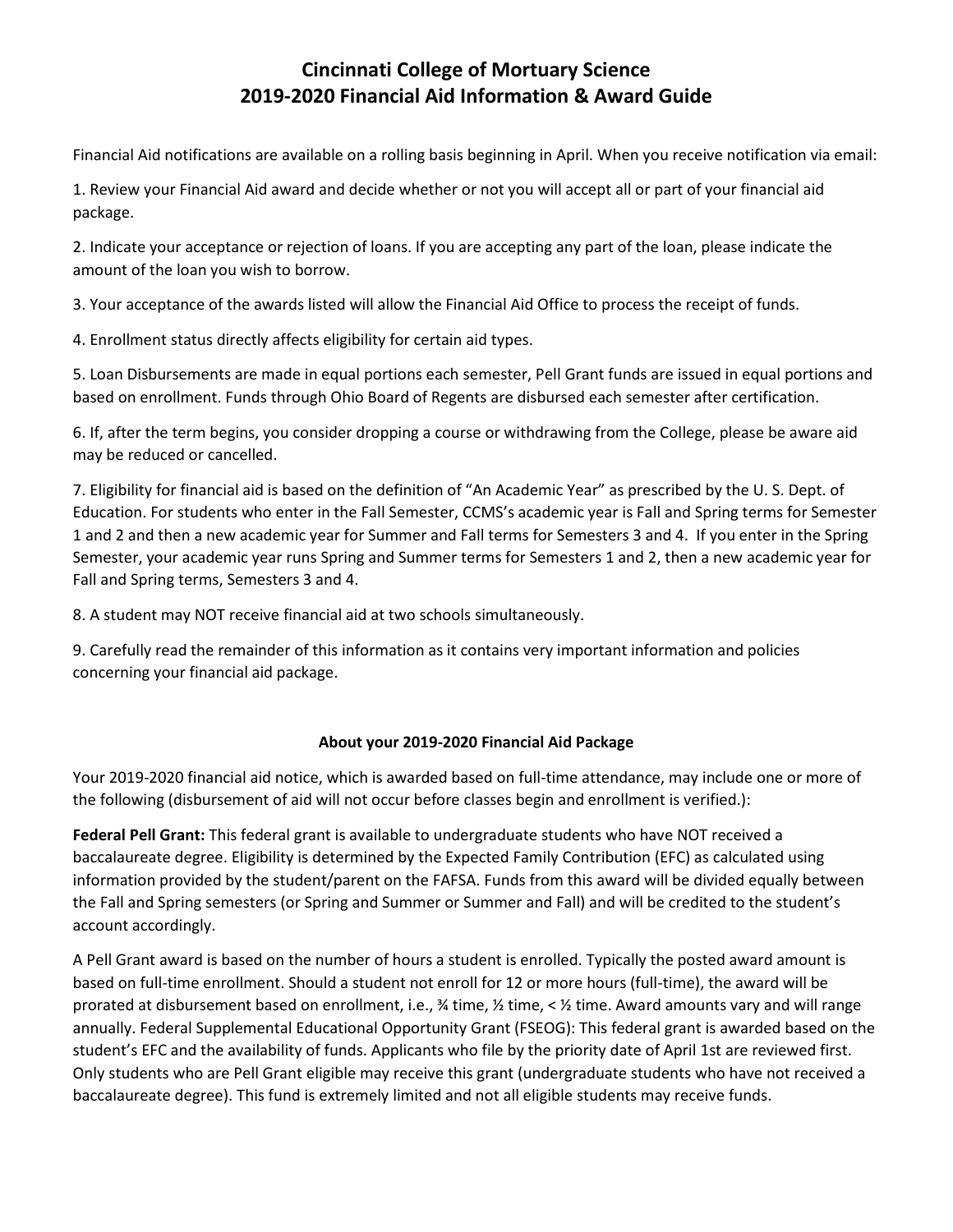# Cincinnati College of Mortuary Science
# 2019-2020 Financial Aid Information & Award Guide

Financial Aid notifications are available on a rolling basis beginning in April. When you receive notification via email:

1. Review your Financial Aid award and decide whether or not you will accept all or part of your financial aid package.

2. Indicate your acceptance or rejection of loans. If you are accepting any part of the loan, please indicate the amount of the loan you wish to borrow.

3. Your acceptance of the awards listed will allow the Financial Aid Office to process the receipt of funds.

4. Enrollment status directly affects eligibility for certain aid types.

5. Loan Disbursements are made in equal portions each semester, Pell Grant funds are issued in equal portions and based on enrollment. Funds through Ohio Board of Regents are disbursed each semester after certification.

6. If, after the term begins, you consider dropping a course or withdrawing from the College, please be aware aid may be reduced or cancelled.

7. Eligibility for financial aid is based on the definition of "An Academic Year" as prescribed by the U. S. Dept. of Education. For students who enter in the Fall Semester, CCMS's academic year is Fall and Spring terms for Semester 1 and 2 and then a new academic year for Summer and Fall terms for Semesters 3 and 4. If you enter in the Spring Semester, your academic year runs Spring and Summer terms for Semesters 1 and 2, then a new academic year for Fall and Spring terms, Semesters 3 and 4.

8. A student may NOT receive financial aid at two schools simultaneously.

9. Carefully read the remainder of this information as it contains very important information and policies concerning your financial aid package.

### About your 2019-2020 Financial Aid Package

Your 2019-2020 financial aid notice, which is awarded based on full-time attendance, may include one or more of the following (disbursement of aid will not occur before classes begin and enrollment is verified.):

**Federal Pell Grant:** This federal grant is available to undergraduate students who have NOT received a baccalaureate degree. Eligibility is determined by the Expected Family Contribution (EFC) as calculated using information provided by the student/parent on the FAFSA. Funds from this award will be divided equally between the Fall and Spring semesters (or Spring and Summer or Summer and Fall) and will be credited to the student's account accordingly.

A Pell Grant award is based on the number of hours a student is enrolled. Typically the posted award amount is based on full-time enrollment. Should a student not enroll for 12 or more hours (full-time), the award will be prorated at disbursement based on enrollment, i.e., ¾ time, ½ time, < ½ time. Award amounts vary and will range annually. Federal Supplemental Educational Opportunity Grant (FSEOG): This federal grant is awarded based on the student's EFC and the availability of funds. Applicants who file by the priority date of April 1st are reviewed first. Only students who are Pell Grant eligible may receive this grant (undergraduate students who have not received a baccalaureate degree). This fund is extremely limited and not all eligible students may receive funds.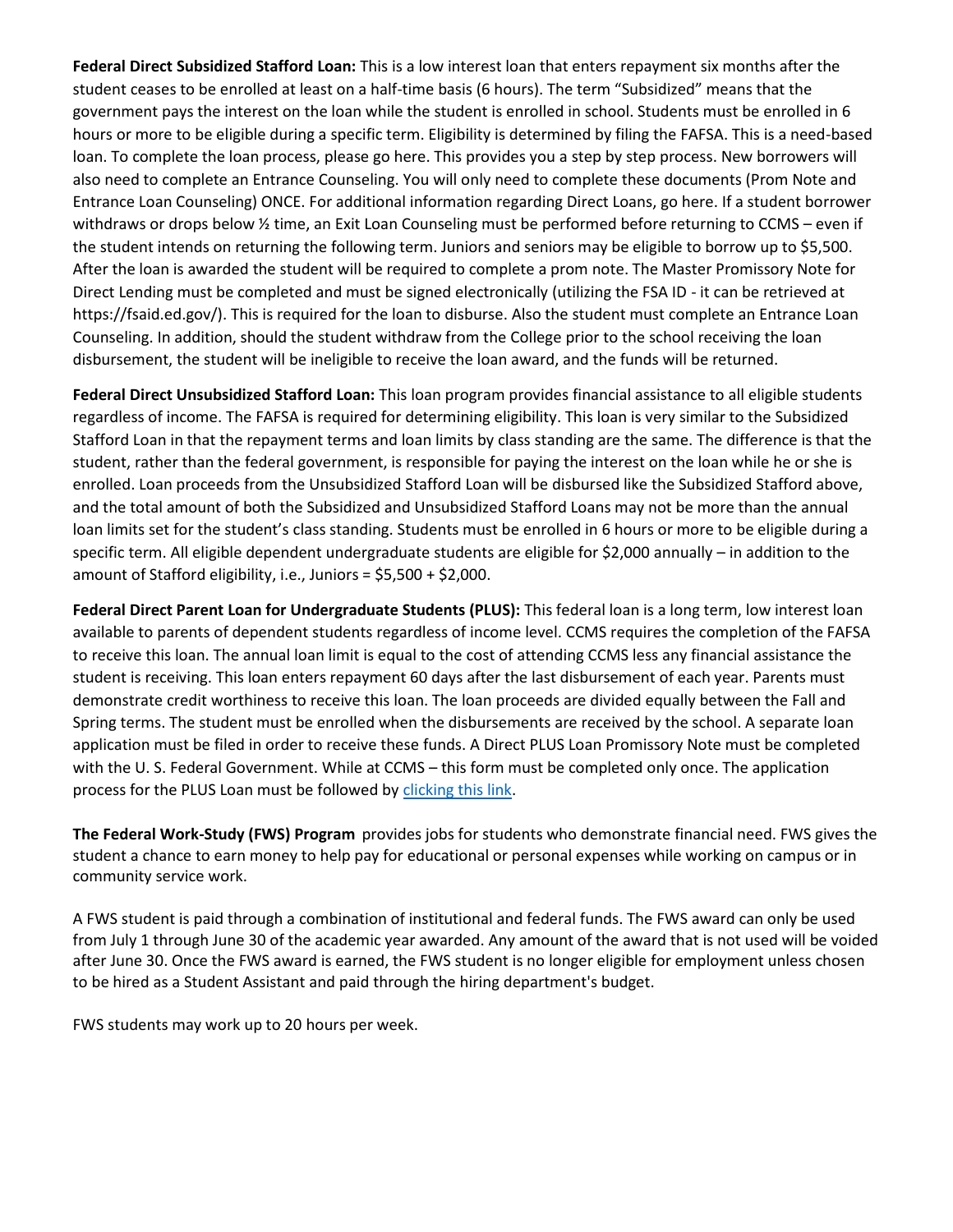**Federal Direct Subsidized Stafford Loan:** This is a low interest loan that enters repayment six months after the student ceases to be enrolled at least on a half-time basis (6 hours). The term “Subsidized” means that the government pays the interest on the loan while the student is enrolled in school. Students must be enrolled in 6 hours or more to be eligible during a specific term. Eligibility is determined by filing the FAFSA. This is a need-based loan. To complete the loan process, please go here. This provides you a step by step process. New borrowers will also need to complete an Entrance Counseling. You will only need to complete these documents (Prom Note and Entrance Loan Counseling) ONCE. For additional information regarding Direct Loans, go here. If a student borrower withdraws or drops below ½ time, an Exit Loan Counseling must be performed before returning to CCMS – even if the student intends on returning the following term. Juniors and seniors may be eligible to borrow up to $5,500. After the loan is awarded the student will be required to complete a prom note. The Master Promissory Note for Direct Lending must be completed and must be signed electronically (utilizing the FSA ID - it can be retrieved at https://fsaid.ed.gov/). This is required for the loan to disburse. Also the student must complete an Entrance Loan Counseling. In addition, should the student withdraw from the College prior to the school receiving the loan disbursement, the student will be ineligible to receive the loan award, and the funds will be returned.

**Federal Direct Unsubsidized Stafford Loan:** This loan program provides financial assistance to all eligible students regardless of income. The FAFSA is required for determining eligibility. This loan is very similar to the Subsidized Stafford Loan in that the repayment terms and loan limits by class standing are the same. The difference is that the student, rather than the federal government, is responsible for paying the interest on the loan while he or she is enrolled. Loan proceeds from the Unsubsidized Stafford Loan will be disbursed like the Subsidized Stafford above, and the total amount of both the Subsidized and Unsubsidized Stafford Loans may not be more than the annual loan limits set for the student’s class standing. Students must be enrolled in 6 hours or more to be eligible during a specific term. All eligible dependent undergraduate students are eligible for $2,000 annually – in addition to the amount of Stafford eligibility, i.e., Juniors = $5,500 + $2,000.

**Federal Direct Parent Loan for Undergraduate Students (PLUS):** This federal loan is a long term, low interest loan available to parents of dependent students regardless of income level. CCMS requires the completion of the FAFSA to receive this loan. The annual loan limit is equal to the cost of attending CCMS less any financial assistance the student is receiving. This loan enters repayment 60 days after the last disbursement of each year. Parents must demonstrate credit worthiness to receive this loan. The loan proceeds are divided equally between the Fall and Spring terms. The student must be enrolled when the disbursements are received by the school. A separate loan application must be filed in order to receive these funds. A Direct PLUS Loan Promissory Note must be completed with the U. S. Federal Government. While at CCMS – this form must be completed only once. The application process for the PLUS Loan must be followed by clicking this link.

**The Federal Work-Study (FWS) Program** provides jobs for students who demonstrate financial need. FWS gives the student a chance to earn money to help pay for educational or personal expenses while working on campus or in community service work.

A FWS student is paid through a combination of institutional and federal funds. The FWS award can only be used from July 1 through June 30 of the academic year awarded. Any amount of the award that is not used will be voided after June 30. Once the FWS award is earned, the FWS student is no longer eligible for employment unless chosen to be hired as a Student Assistant and paid through the hiring department's budget.

FWS students may work up to 20 hours per week.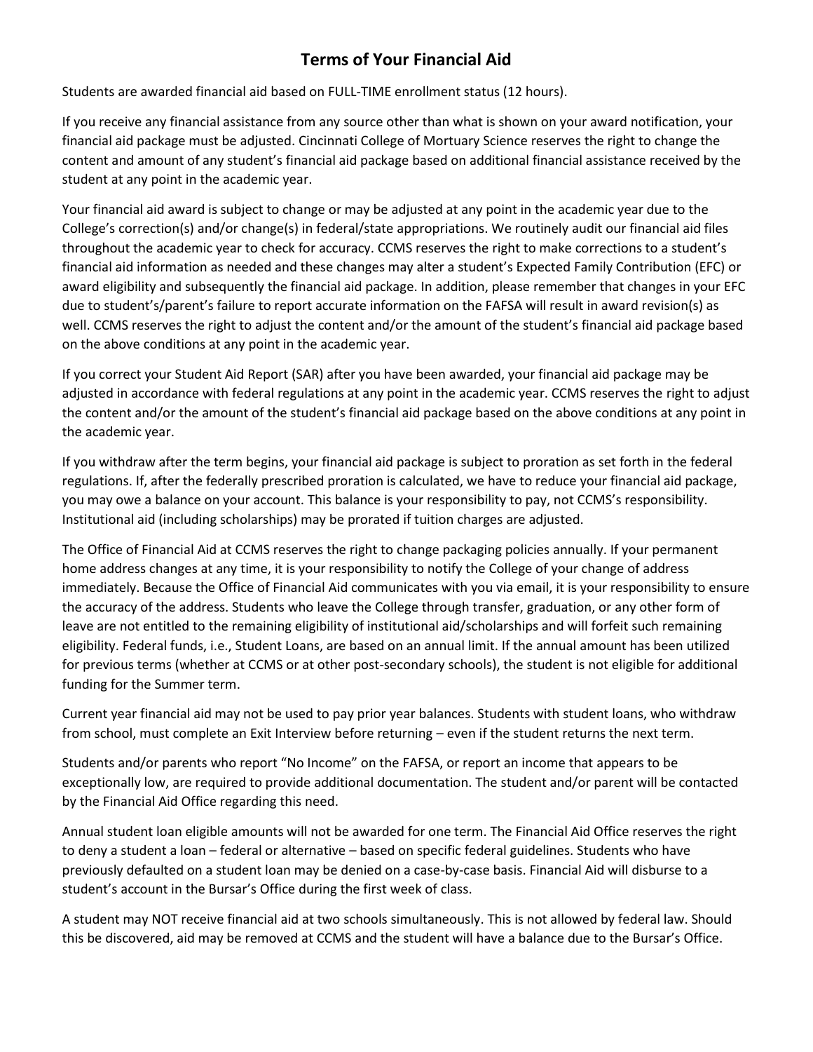# Terms of Your Financial Aid

Students are awarded financial aid based on FULL-TIME enrollment status (12 hours).

If you receive any financial assistance from any source other than what is shown on your award notification, your financial aid package must be adjusted. Cincinnati College of Mortuary Science reserves the right to change the content and amount of any student's financial aid package based on additional financial assistance received by the student at any point in the academic year.

Your financial aid award is subject to change or may be adjusted at any point in the academic year due to the College's correction(s) and/or change(s) in federal/state appropriations. We routinely audit our financial aid files throughout the academic year to check for accuracy. CCMS reserves the right to make corrections to a student's financial aid information as needed and these changes may alter a student's Expected Family Contribution (EFC) or award eligibility and subsequently the financial aid package. In addition, please remember that changes in your EFC due to student's/parent's failure to report accurate information on the FAFSA will result in award revision(s) as well. CCMS reserves the right to adjust the content and/or the amount of the student's financial aid package based on the above conditions at any point in the academic year.

If you correct your Student Aid Report (SAR) after you have been awarded, your financial aid package may be adjusted in accordance with federal regulations at any point in the academic year. CCMS reserves the right to adjust the content and/or the amount of the student's financial aid package based on the above conditions at any point in the academic year.

If you withdraw after the term begins, your financial aid package is subject to proration as set forth in the federal regulations. If, after the federally prescribed proration is calculated, we have to reduce your financial aid package, you may owe a balance on your account. This balance is your responsibility to pay, not CCMS's responsibility. Institutional aid (including scholarships) may be prorated if tuition charges are adjusted.

The Office of Financial Aid at CCMS reserves the right to change packaging policies annually. If your permanent home address changes at any time, it is your responsibility to notify the College of your change of address immediately. Because the Office of Financial Aid communicates with you via email, it is your responsibility to ensure the accuracy of the address. Students who leave the College through transfer, graduation, or any other form of leave are not entitled to the remaining eligibility of institutional aid/scholarships and will forfeit such remaining eligibility. Federal funds, i.e., Student Loans, are based on an annual limit. If the annual amount has been utilized for previous terms (whether at CCMS or at other post-secondary schools), the student is not eligible for additional funding for the Summer term.

Current year financial aid may not be used to pay prior year balances. Students with student loans, who withdraw from school, must complete an Exit Interview before returning – even if the student returns the next term.

Students and/or parents who report "No Income" on the FAFSA, or report an income that appears to be exceptionally low, are required to provide additional documentation. The student and/or parent will be contacted by the Financial Aid Office regarding this need.

Annual student loan eligible amounts will not be awarded for one term. The Financial Aid Office reserves the right to deny a student a loan – federal or alternative – based on specific federal guidelines. Students who have previously defaulted on a student loan may be denied on a case-by-case basis. Financial Aid will disburse to a student's account in the Bursar's Office during the first week of class.

A student may NOT receive financial aid at two schools simultaneously. This is not allowed by federal law. Should this be discovered, aid may be removed at CCMS and the student will have a balance due to the Bursar's Office.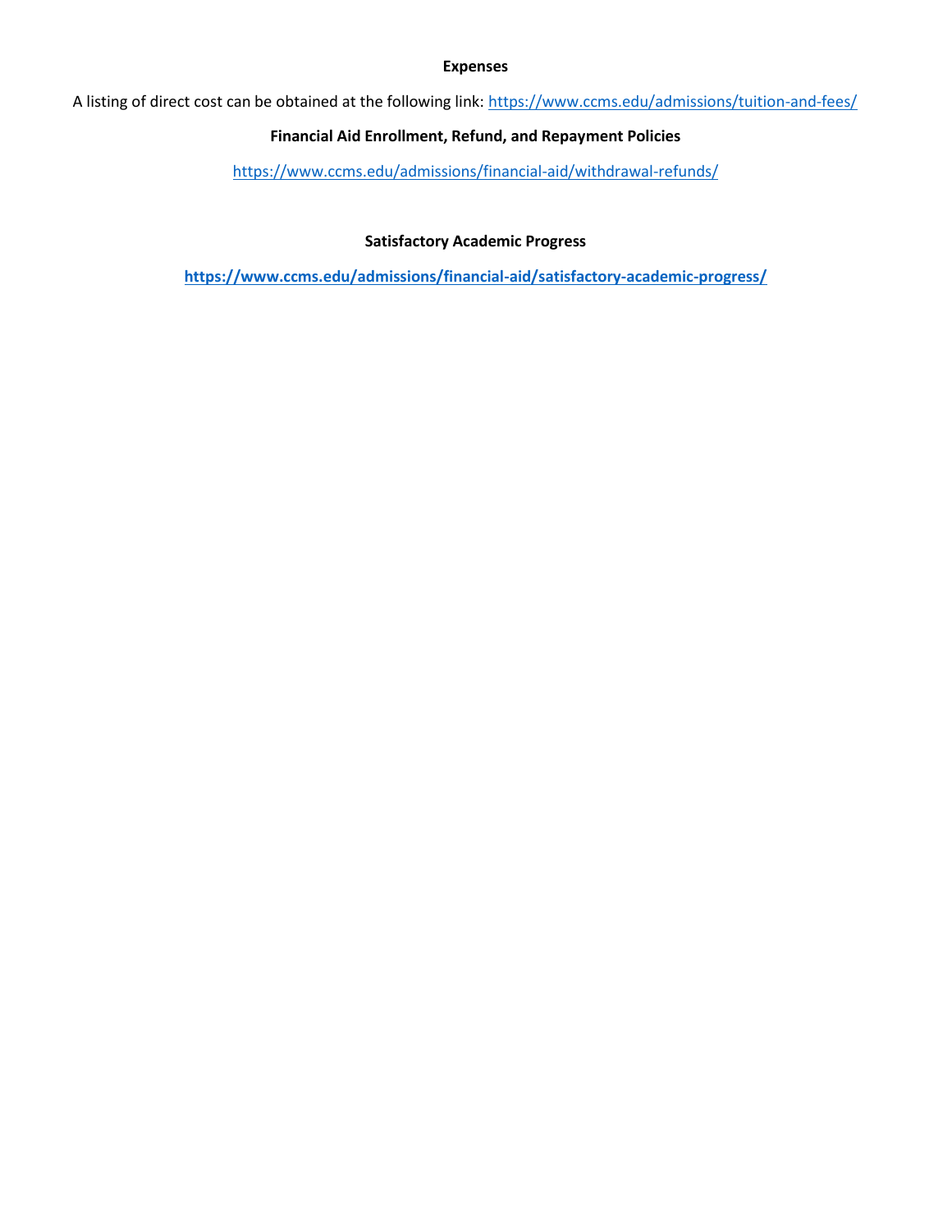**Expenses**

A listing of direct cost can be obtained at the following link: https://www.ccms.edu/admissions/tuition-and-fees/

**Financial Aid Enrollment, Refund, and Repayment Policies**

https://www.ccms.edu/admissions/financial-aid/withdrawal-refunds/

**Satisfactory Academic Progress**

**https://www.ccms.edu/admissions/financial-aid/satisfactory-academic-progress/**